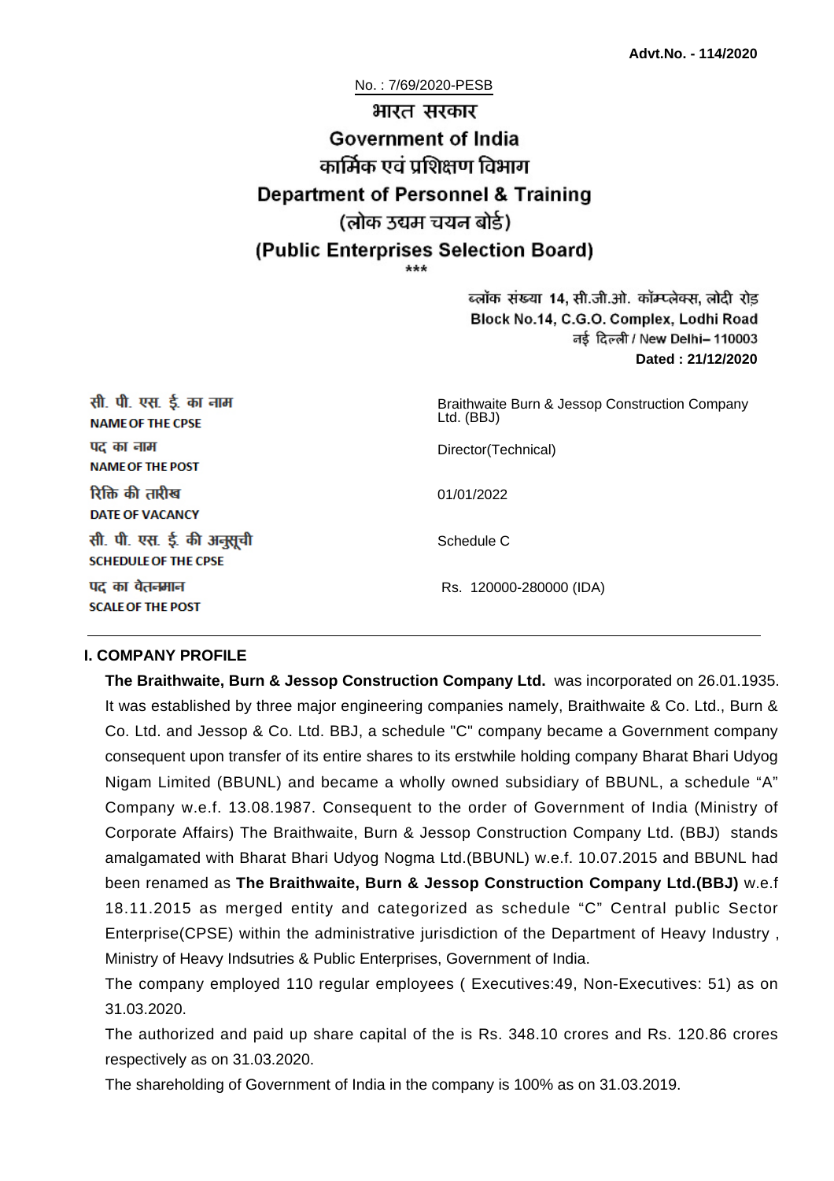**Advt.No. - 114/2020**

No. : 7/69/2020-PESB

# भारत सरकार
# Government of India
## कार्मिक एवं प्रशिक्षण विभाग
## Department of Personnel & Training
## (लोक उद्यम चयन बोर्ड)
## (Public Enterprises Selection Board)

\*\*\*

ब्लॉक संख्या 14, सी.जी.ओ. कॉम्प्लेक्स, लोदी रोड़
Block No.14, C.G.O. Complex, Lodhi Road
नई दिल्ली / New Delhi– 110003
**Dated : 21/12/2020**

| | |
|---|---|
| सी. पी. एस. ई. का नाम<br>**NAME OF THE CPSE** | Braithwaite Burn & Jessop Construction Company Ltd. (BBJ) |
| पद का नाम<br>**NAME OF THE POST** | Director(Technical) |
| रिक्ति की तारीख<br>**DATE OF VACANCY** | 01/01/2022 |
| सी. पी. एस. ई. की अनुसूची<br>**SCHEDULE OF THE CPSE** | Schedule C |
| पद का वेतनमान<br>**SCALE OF THE POST** | Rs. 120000-280000 (IDA) |

### I. COMPANY PROFILE

**The Braithwaite, Burn & Jessop Construction Company Ltd.** was incorporated on 26.01.1935. It was established by three major engineering companies namely, Braithwaite & Co. Ltd., Burn & Co. Ltd. and Jessop & Co. Ltd. BBJ, a schedule "C" company became a Government company consequent upon transfer of its entire shares to its erstwhile holding company Bharat Bhari Udyog Nigam Limited (BBUNL) and became a wholly owned subsidiary of BBUNL, a schedule "A" Company w.e.f. 13.08.1987. Consequent to the order of Government of India (Ministry of Corporate Affairs) The Braithwaite, Burn & Jessop Construction Company Ltd. (BBJ) stands amalgamated with Bharat Bhari Udyog Nogma Ltd.(BBUNL) w.e.f. 10.07.2015 and BBUNL had been renamed as **The Braithwaite, Burn & Jessop Construction Company Ltd.(BBJ)** w.e.f 18.11.2015 as merged entity and categorized as schedule "C" Central public Sector Enterprise(CPSE) within the administrative jurisdiction of the Department of Heavy Industry , Ministry of Heavy Indsutries & Public Enterprises, Government of India.

The company employed 110 regular employees ( Executives:49, Non-Executives: 51) as on 31.03.2020.

The authorized and paid up share capital of the is Rs. 348.10 crores and Rs. 120.86 crores respectively as on 31.03.2020.

The shareholding of Government of India in the company is 100% as on 31.03.2019.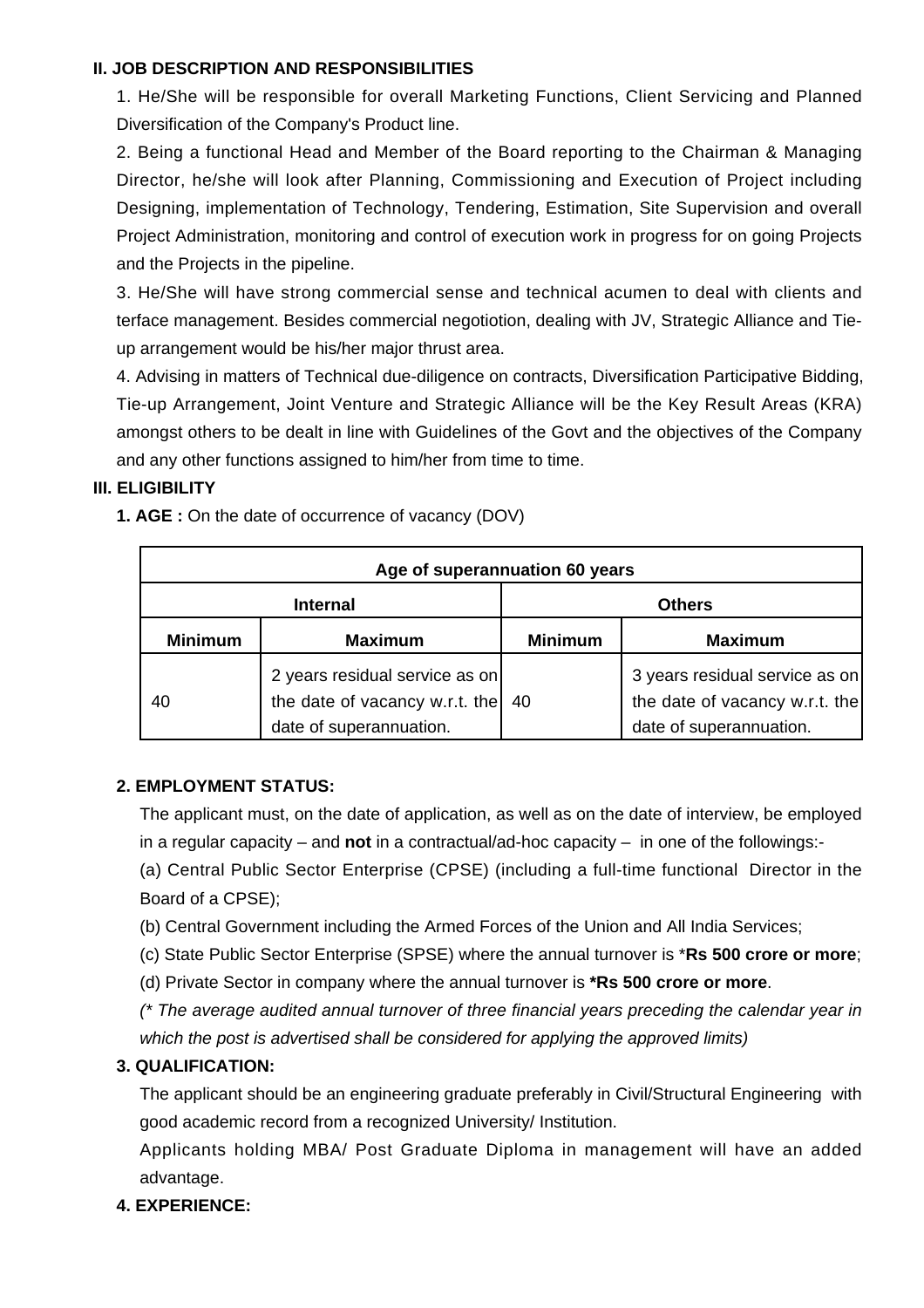**II. JOB DESCRIPTION AND RESPONSIBILITIES**

1. He/She will be responsible for overall Marketing Functions, Client Servicing and Planned Diversification of the Company's Product line.

2. Being a functional Head and Member of the Board reporting to the Chairman & Managing Director, he/she will look after Planning, Commissioning and Execution of Project including Designing, implementation of Technology, Tendering, Estimation, Site Supervision and overall Project Administration, monitoring and control of execution work in progress for on going Projects and the Projects in the pipeline.

3. He/She will have strong commercial sense and technical acumen to deal with clients and terface management. Besides commercial negotiotion, dealing with JV, Strategic Alliance and Tie-up arrangement would be his/her major thrust area.

4. Advising in matters of Technical due-diligence on contracts, Diversification Participative Bidding, Tie-up Arrangement, Joint Venture and Strategic Alliance will be the Key Result Areas (KRA) amongst others to be dealt in line with Guidelines of the Govt and the objectives of the Company and any other functions assigned to him/her from time to time.

**III. ELIGIBILITY**

**1. AGE :** On the date of occurrence of vacancy (DOV)

| Age of superannuation 60 years | | | |
|---|---|---|---|
| **Internal** | | **Others** | |
| **Minimum** | **Maximum** | **Minimum** | **Maximum** |
| 40 | 2 years residual service as on the date of vacancy w.r.t. the date of superannuation. | 40 | 3 years residual service as on the date of vacancy w.r.t. the date of superannuation. |

**2. EMPLOYMENT STATUS:**

The applicant must, on the date of application, as well as on the date of interview, be employed in a regular capacity – and **not** in a contractual/ad-hoc capacity – in one of the followings:-

(a) Central Public Sector Enterprise (CPSE) (including a full-time functional Director in the Board of a CPSE);

(b) Central Government including the Armed Forces of the Union and All India Services;

(c) State Public Sector Enterprise (SPSE) where the annual turnover is ***Rs 500 crore or more**;

(d) Private Sector in company where the annual turnover is ***Rs 500 crore or more**.

*(* The average audited annual turnover of three financial years preceding the calendar year in which the post is advertised shall be considered for applying the approved limits)*

**3. QUALIFICATION:**

The applicant should be an engineering graduate preferably in Civil/Structural Engineering with good academic record from a recognized University/ Institution.

Applicants holding MBA/ Post Graduate Diploma in management will have an added advantage.

**4. EXPERIENCE:**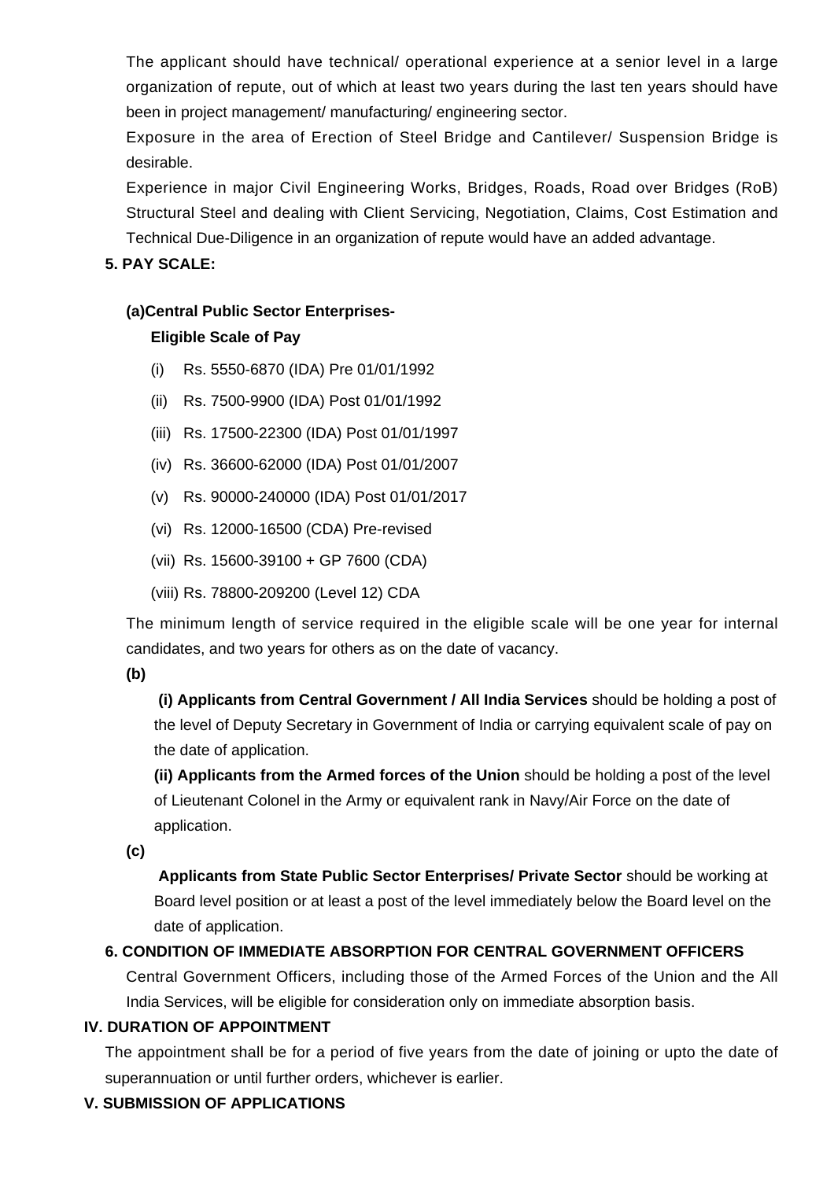The applicant should have technical/ operational experience at a senior level in a large organization of repute, out of which at least two years during the last ten years should have been in project management/ manufacturing/ engineering sector.

Exposure in the area of Erection of Steel Bridge and Cantilever/ Suspension Bridge is desirable.

Experience in major Civil Engineering Works, Bridges, Roads, Road over Bridges (RoB) Structural Steel and dealing with Client Servicing, Negotiation, Claims, Cost Estimation and Technical Due-Diligence in an organization of repute would have an added advantage.

**5. PAY SCALE:**

**(a)Central Public Sector Enterprises-**

**Eligible Scale of Pay**

(i) Rs. 5550-6870 (IDA) Pre 01/01/1992

(ii) Rs. 7500-9900 (IDA) Post 01/01/1992

(iii) Rs. 17500-22300 (IDA) Post 01/01/1997

(iv) Rs. 36600-62000 (IDA) Post 01/01/2007

(v) Rs. 90000-240000 (IDA) Post 01/01/2017

(vi) Rs. 12000-16500 (CDA) Pre-revised

(vii) Rs. 15600-39100 + GP 7600 (CDA)

(viii) Rs. 78800-209200 (Level 12) CDA

The minimum length of service required in the eligible scale will be one year for internal candidates, and two years for others as on the date of vacancy.

**(b)**

**(i) Applicants from Central Government / All India Services** should be holding a post of the level of Deputy Secretary in Government of India or carrying equivalent scale of pay on the date of application.

**(ii) Applicants from the Armed forces of the Union** should be holding a post of the level of Lieutenant Colonel in the Army or equivalent rank in Navy/Air Force on the date of application.

**(c)**

**Applicants from State Public Sector Enterprises/ Private Sector** should be working at Board level position or at least a post of the level immediately below the Board level on the date of application.

**6. CONDITION OF IMMEDIATE ABSORPTION FOR CENTRAL GOVERNMENT OFFICERS**

Central Government Officers, including those of the Armed Forces of the Union and the All India Services, will be eligible for consideration only on immediate absorption basis.

**IV. DURATION OF APPOINTMENT**

The appointment shall be for a period of five years from the date of joining or upto the date of superannuation or until further orders, whichever is earlier.

**V. SUBMISSION OF APPLICATIONS**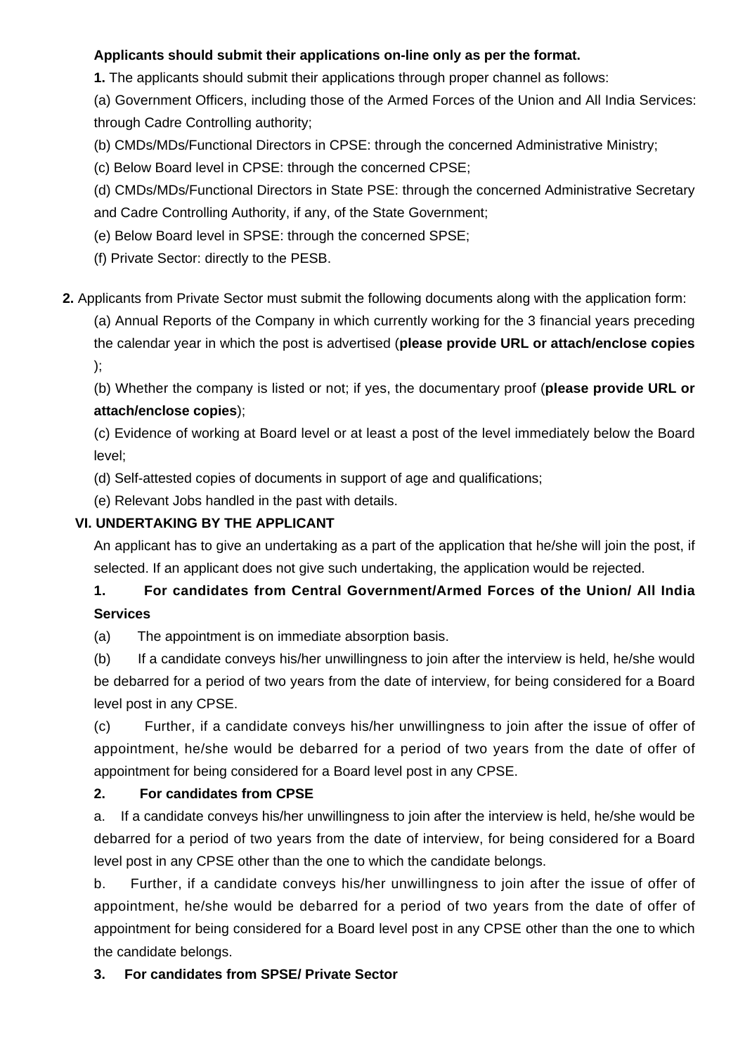**Applicants should submit their applications on-line only as per the format.**

**1.** The applicants should submit their applications through proper channel as follows:

(a) Government Officers, including those of the Armed Forces of the Union and All India Services: through Cadre Controlling authority;

(b) CMDs/MDs/Functional Directors in CPSE: through the concerned Administrative Ministry;

(c) Below Board level in CPSE: through the concerned CPSE;

(d) CMDs/MDs/Functional Directors in State PSE: through the concerned Administrative Secretary and Cadre Controlling Authority, if any, of the State Government;

(e) Below Board level in SPSE: through the concerned SPSE;

(f) Private Sector: directly to the PESB.

**2.** Applicants from Private Sector must submit the following documents along with the application form:

(a) Annual Reports of the Company in which currently working for the 3 financial years preceding the calendar year in which the post is advertised (**please provide URL or attach/enclose copies** );

(b) Whether the company is listed or not; if yes, the documentary proof (**please provide URL or attach/enclose copies**);

(c) Evidence of working at Board level or at least a post of the level immediately below the Board level;

(d) Self-attested copies of documents in support of age and qualifications;

(e) Relevant Jobs handled in the past with details.

## VI. UNDERTAKING BY THE APPLICANT

An applicant has to give an undertaking as a part of the application that he/she will join the post, if selected. If an applicant does not give such undertaking, the application would be rejected.

**1. For candidates from Central Government/Armed Forces of the Union/ All India Services**

(a) The appointment is on immediate absorption basis.

(b) If a candidate conveys his/her unwillingness to join after the interview is held, he/she would be debarred for a period of two years from the date of interview, for being considered for a Board level post in any CPSE.

(c) Further, if a candidate conveys his/her unwillingness to join after the issue of offer of appointment, he/she would be debarred for a period of two years from the date of offer of appointment for being considered for a Board level post in any CPSE.

**2. For candidates from CPSE**

a. If a candidate conveys his/her unwillingness to join after the interview is held, he/she would be debarred for a period of two years from the date of interview, for being considered for a Board level post in any CPSE other than the one to which the candidate belongs.

b. Further, if a candidate conveys his/her unwillingness to join after the issue of offer of appointment, he/she would be debarred for a period of two years from the date of offer of appointment for being considered for a Board level post in any CPSE other than the one to which the candidate belongs.

**3. For candidates from SPSE/ Private Sector**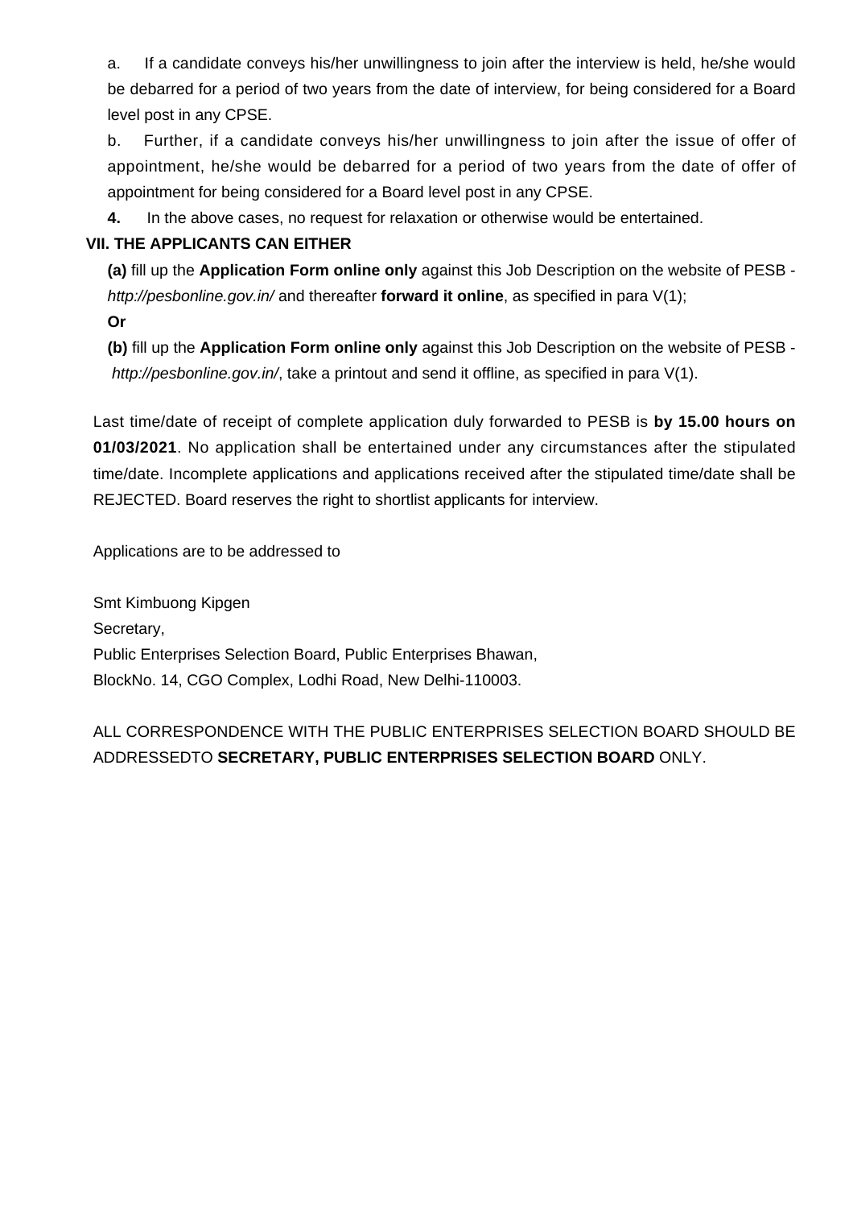a. If a candidate conveys his/her unwillingness to join after the interview is held, he/she would be debarred for a period of two years from the date of interview, for being considered for a Board level post in any CPSE.

b. Further, if a candidate conveys his/her unwillingness to join after the issue of offer of appointment, he/she would be debarred for a period of two years from the date of offer of appointment for being considered for a Board level post in any CPSE.

**4.** In the above cases, no request for relaxation or otherwise would be entertained.

**VII. THE APPLICANTS CAN EITHER**

**(a)** fill up the **Application Form online only** against this Job Description on the website of PESB - *http://pesbonline.gov.in/* and thereafter **forward it online**, as specified in para V(1);

**Or**

**(b)** fill up the **Application Form online only** against this Job Description on the website of PESB - *http://pesbonline.gov.in/*, take a printout and send it offline, as specified in para V(1).

Last time/date of receipt of complete application duly forwarded to PESB is **by 15.00 hours on 01/03/2021**. No application shall be entertained under any circumstances after the stipulated time/date. Incomplete applications and applications received after the stipulated time/date shall be REJECTED. Board reserves the right to shortlist applicants for interview.

Applications are to be addressed to

Smt Kimbuong Kipgen
Secretary,
Public Enterprises Selection Board, Public Enterprises Bhawan,
BlockNo. 14, CGO Complex, Lodhi Road, New Delhi-110003.

ALL CORRESPONDENCE WITH THE PUBLIC ENTERPRISES SELECTION BOARD SHOULD BE ADDRESSEDTO **SECRETARY, PUBLIC ENTERPRISES SELECTION BOARD** ONLY.